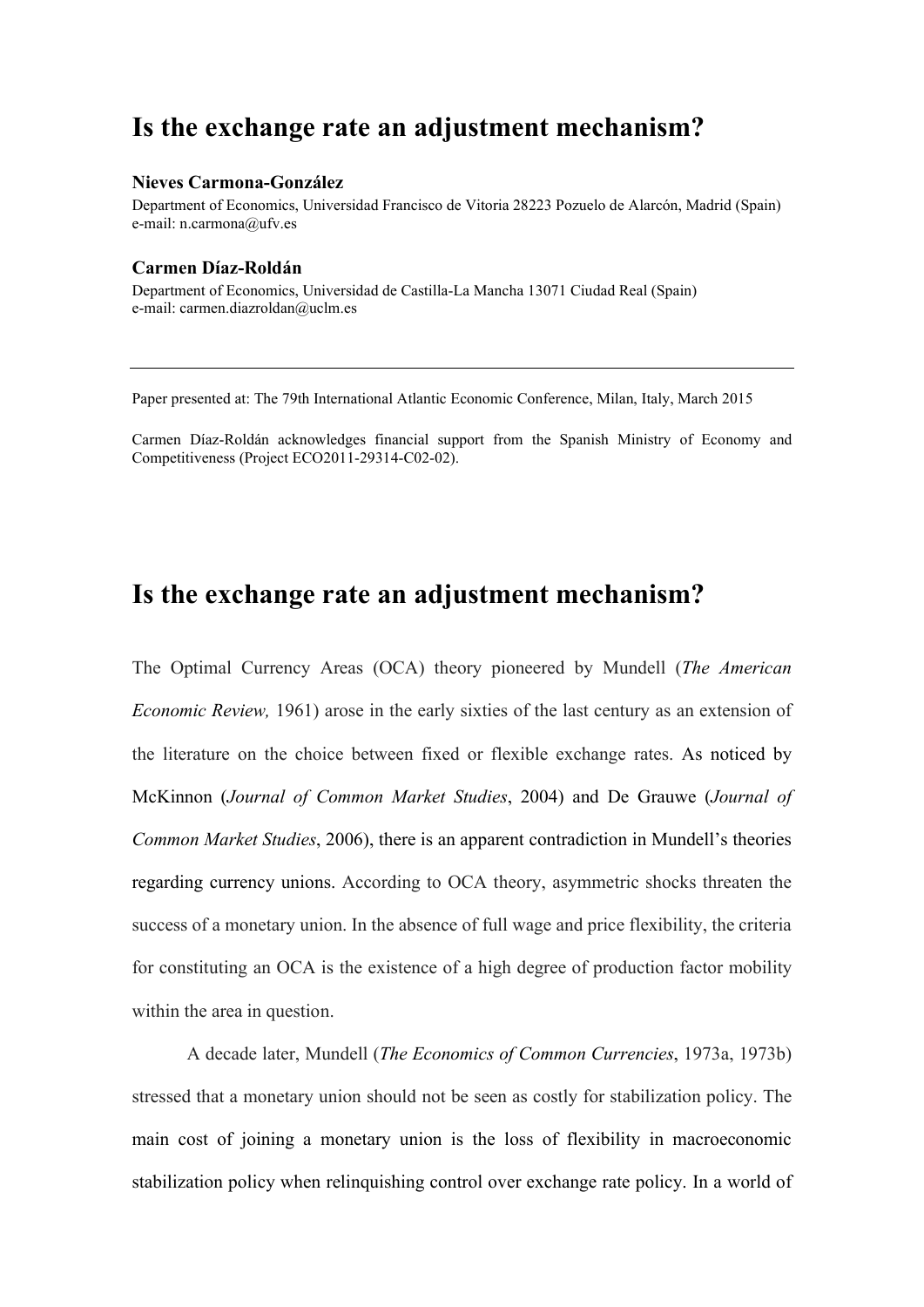# Is the exchange rate an adjustment mechanism?

**Nieves Carmona-González**
Department of Economics, Universidad Francisco de Vitoria 28223 Pozuelo de Alarcón, Madrid (Spain)
e-mail: n.carmona@ufv.es

**Carmen Díaz-Roldán**
Department of Economics, Universidad de Castilla-La Mancha 13071 Ciudad Real (Spain)
e-mail: carmen.diazroldan@uclm.es

---

Paper presented at: The 79th International Atlantic Economic Conference, Milan, Italy, March 2015

Carmen Díaz-Roldán acknowledges financial support from the Spanish Ministry of Economy and Competitiveness (Project ECO2011-29314-C02-02).

# Is the exchange rate an adjustment mechanism?

The Optimal Currency Areas (OCA) theory pioneered by Mundell (*The American Economic Review,* 1961) arose in the early sixties of the last century as an extension of the literature on the choice between fixed or flexible exchange rates. As noticed by McKinnon (*Journal of Common Market Studies*, 2004) and De Grauwe (*Journal of Common Market Studies*, 2006), there is an apparent contradiction in Mundell's theories regarding currency unions. According to OCA theory, asymmetric shocks threaten the success of a monetary union. In the absence of full wage and price flexibility, the criteria for constituting an OCA is the existence of a high degree of production factor mobility within the area in question.

A decade later, Mundell (*The Economics of Common Currencies*, 1973a, 1973b) stressed that a monetary union should not be seen as costly for stabilization policy. The main cost of joining a monetary union is the loss of flexibility in macroeconomic stabilization policy when relinquishing control over exchange rate policy. In a world of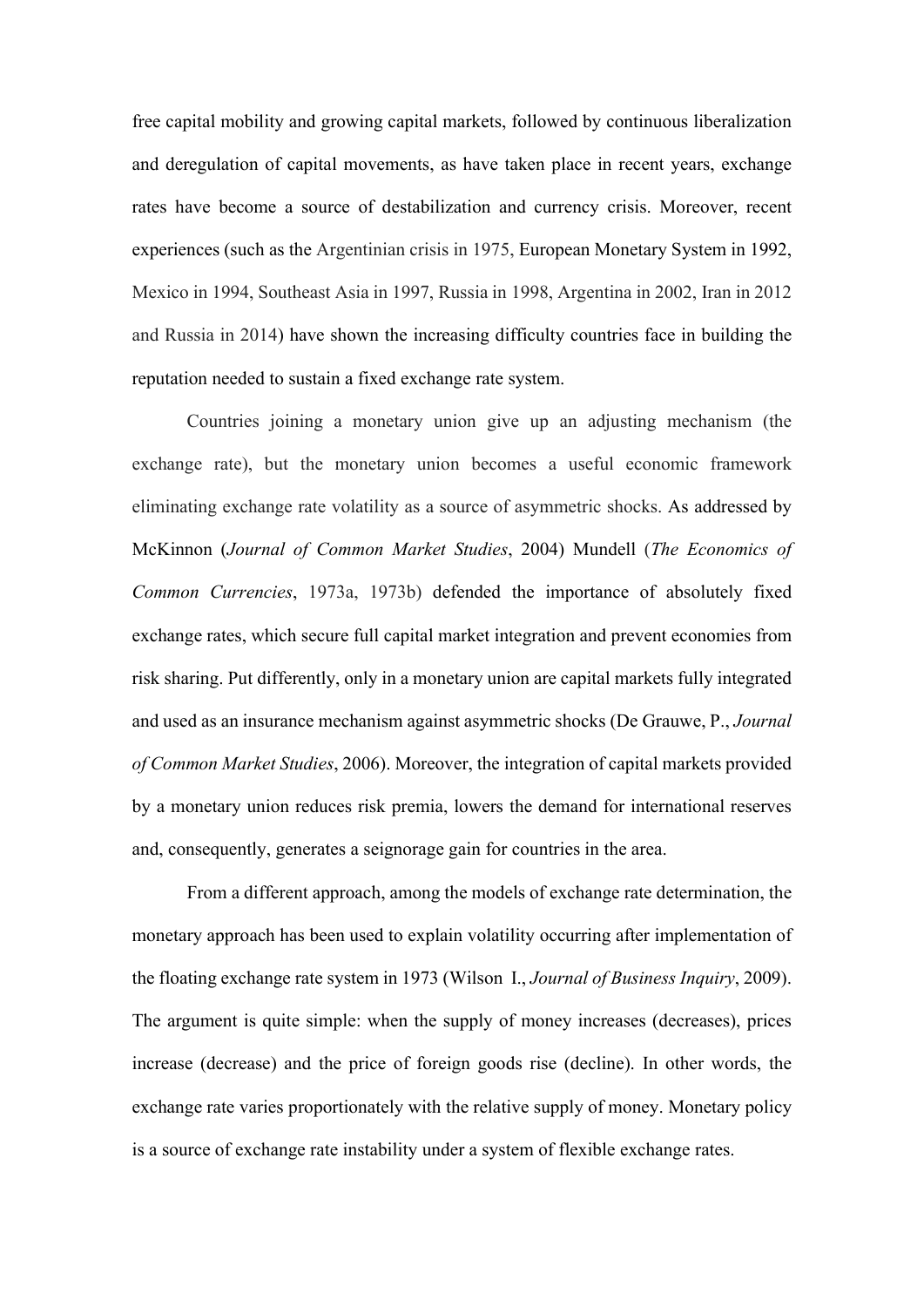free capital mobility and growing capital markets, followed by continuous liberalization and deregulation of capital movements, as have taken place in recent years, exchange rates have become a source of destabilization and currency crisis. Moreover, recent experiences (such as the Argentinian crisis in 1975, European Monetary System in 1992, Mexico in 1994, Southeast Asia in 1997, Russia in 1998, Argentina in 2002, Iran in 2012 and Russia in 2014) have shown the increasing difficulty countries face in building the reputation needed to sustain a fixed exchange rate system.

Countries joining a monetary union give up an adjusting mechanism (the exchange rate), but the monetary union becomes a useful economic framework eliminating exchange rate volatility as a source of asymmetric shocks. As addressed by McKinnon (*Journal of Common Market Studies*, 2004) Mundell (*The Economics of Common Currencies*, 1973a, 1973b) defended the importance of absolutely fixed exchange rates, which secure full capital market integration and prevent economies from risk sharing. Put differently, only in a monetary union are capital markets fully integrated and used as an insurance mechanism against asymmetric shocks (De Grauwe, P., *Journal of Common Market Studies*, 2006). Moreover, the integration of capital markets provided by a monetary union reduces risk premia, lowers the demand for international reserves and, consequently, generates a seignorage gain for countries in the area.

From a different approach, among the models of exchange rate determination, the monetary approach has been used to explain volatility occurring after implementation of the floating exchange rate system in 1973 (Wilson I., *Journal of Business Inquiry*, 2009). The argument is quite simple: when the supply of money increases (decreases), prices increase (decrease) and the price of foreign goods rise (decline). In other words, the exchange rate varies proportionately with the relative supply of money. Monetary policy is a source of exchange rate instability under a system of flexible exchange rates.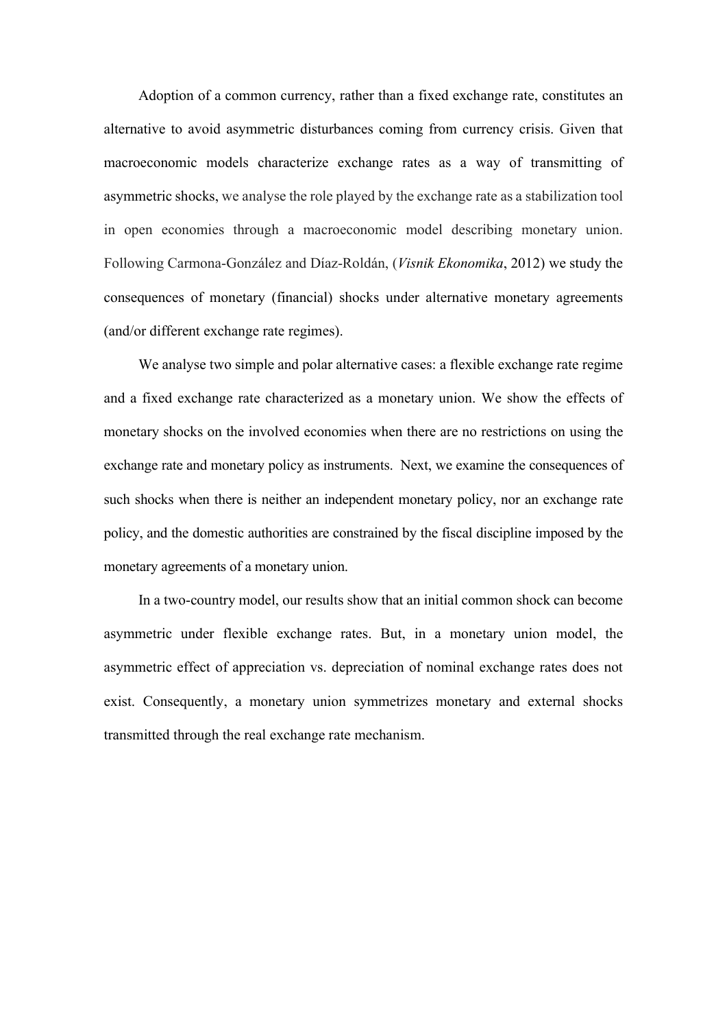Adoption of a common currency, rather than a fixed exchange rate, constitutes an alternative to avoid asymmetric disturbances coming from currency crisis. Given that macroeconomic models characterize exchange rates as a way of transmitting of asymmetric shocks, we analyse the role played by the exchange rate as a stabilization tool in open economies through a macroeconomic model describing monetary union. Following Carmona-González and Díaz-Roldán, (*Visnik Ekonomika*, 2012) we study the consequences of monetary (financial) shocks under alternative monetary agreements (and/or different exchange rate regimes).

We analyse two simple and polar alternative cases: a flexible exchange rate regime and a fixed exchange rate characterized as a monetary union. We show the effects of monetary shocks on the involved economies when there are no restrictions on using the exchange rate and monetary policy as instruments. Next, we examine the consequences of such shocks when there is neither an independent monetary policy, nor an exchange rate policy, and the domestic authorities are constrained by the fiscal discipline imposed by the monetary agreements of a monetary union.

In a two-country model, our results show that an initial common shock can become asymmetric under flexible exchange rates. But, in a monetary union model, the asymmetric effect of appreciation vs. depreciation of nominal exchange rates does not exist. Consequently, a monetary union symmetrizes monetary and external shocks transmitted through the real exchange rate mechanism.